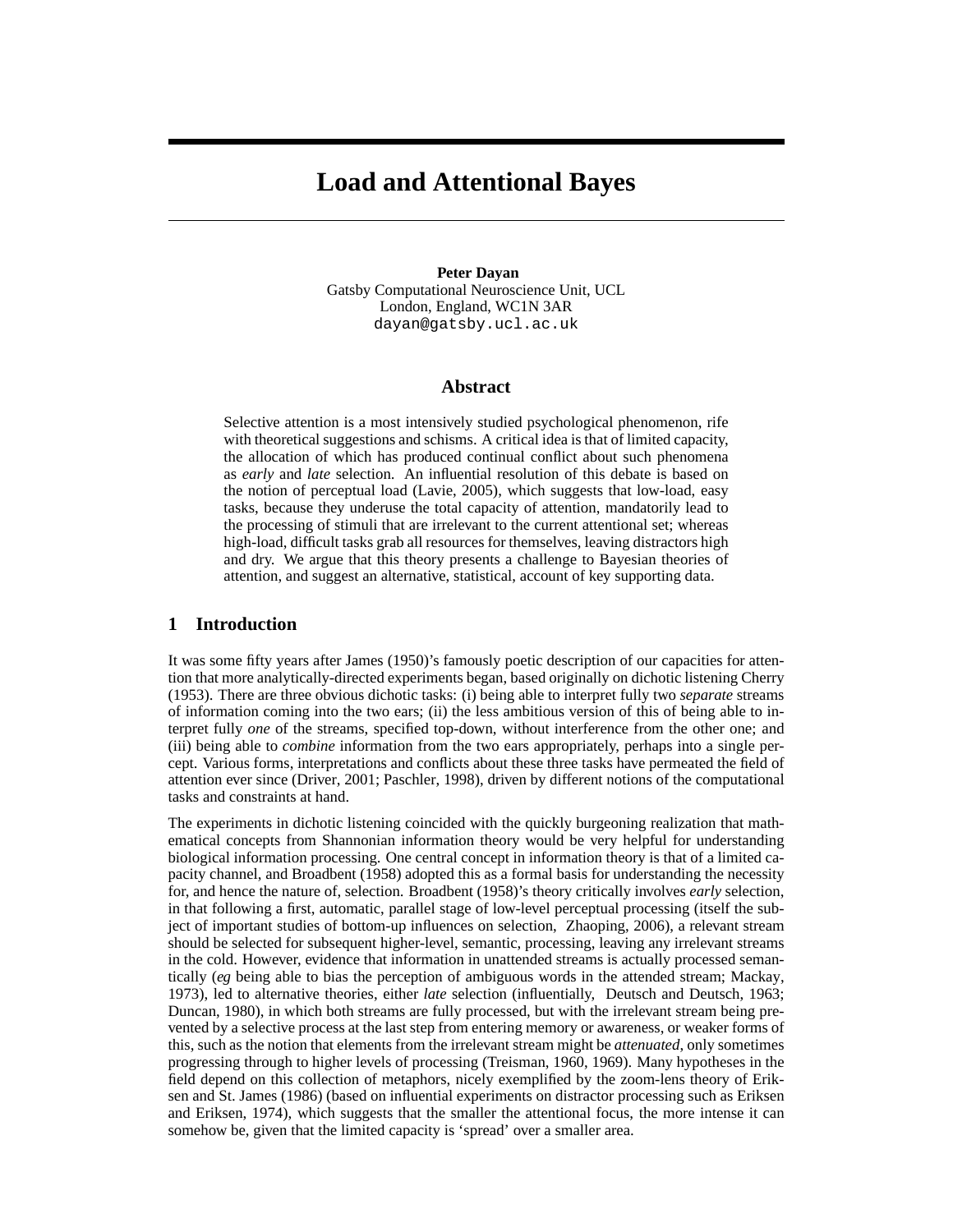# Load and Attentional Bayes

**Peter Dayan**
Gatsby Computational Neuroscience Unit, UCL
London, England, WC1N 3AR
dayan@gatsby.ucl.ac.uk

## Abstract

Selective attention is a most intensively studied psychological phenomenon, rife with theoretical suggestions and schisms. A critical idea is that of limited capacity, the allocation of which has produced continual conflict about such phenomena as *early* and *late* selection. An influential resolution of this debate is based on the notion of perceptual load (Lavie, 2005), which suggests that low-load, easy tasks, because they underuse the total capacity of attention, mandatorily lead to the processing of stimuli that are irrelevant to the current attentional set; whereas high-load, difficult tasks grab all resources for themselves, leaving distractors high and dry. We argue that this theory presents a challenge to Bayesian theories of attention, and suggest an alternative, statistical, account of key supporting data.

## 1 Introduction

It was some fifty years after James (1950)'s famously poetic description of our capacities for attention that more analytically-directed experiments began, based originally on dichotic listening Cherry (1953). There are three obvious dichotic tasks: (i) being able to interpret fully two *separate* streams of information coming into the two ears; (ii) the less ambitious version of this of being able to interpret fully *one* of the streams, specified top-down, without interference from the other one; and (iii) being able to *combine* information from the two ears appropriately, perhaps into a single percept. Various forms, interpretations and conflicts about these three tasks have permeated the field of attention ever since (Driver, 2001; Paschler, 1998), driven by different notions of the computational tasks and constraints at hand.

The experiments in dichotic listening coincided with the quickly burgeoning realization that mathematical concepts from Shannonian information theory would be very helpful for understanding biological information processing. One central concept in information theory is that of a limited capacity channel, and Broadbent (1958) adopted this as a formal basis for understanding the necessity for, and hence the nature of, selection. Broadbent (1958)'s theory critically involves *early* selection, in that following a first, automatic, parallel stage of low-level perceptual processing (itself the subject of important studies of bottom-up influences on selection, Zhaoping, 2006), a relevant stream should be selected for subsequent higher-level, semantic, processing, leaving any irrelevant streams in the cold. However, evidence that information in unattended streams is actually processed semantically (*eg* being able to bias the perception of ambiguous words in the attended stream; Mackay, 1973), led to alternative theories, either *late* selection (influentially, Deutsch and Deutsch, 1963; Duncan, 1980), in which both streams are fully processed, but with the irrelevant stream being prevented by a selective process at the last step from entering memory or awareness, or weaker forms of this, such as the notion that elements from the irrelevant stream might be *attenuated*, only sometimes progressing through to higher levels of processing (Treisman, 1960, 1969). Many hypotheses in the field depend on this collection of metaphors, nicely exemplified by the zoom-lens theory of Eriksen and St. James (1986) (based on influential experiments on distractor processing such as Eriksen and Eriksen, 1974), which suggests that the smaller the attentional focus, the more intense it can somehow be, given that the limited capacity is 'spread' over a smaller area.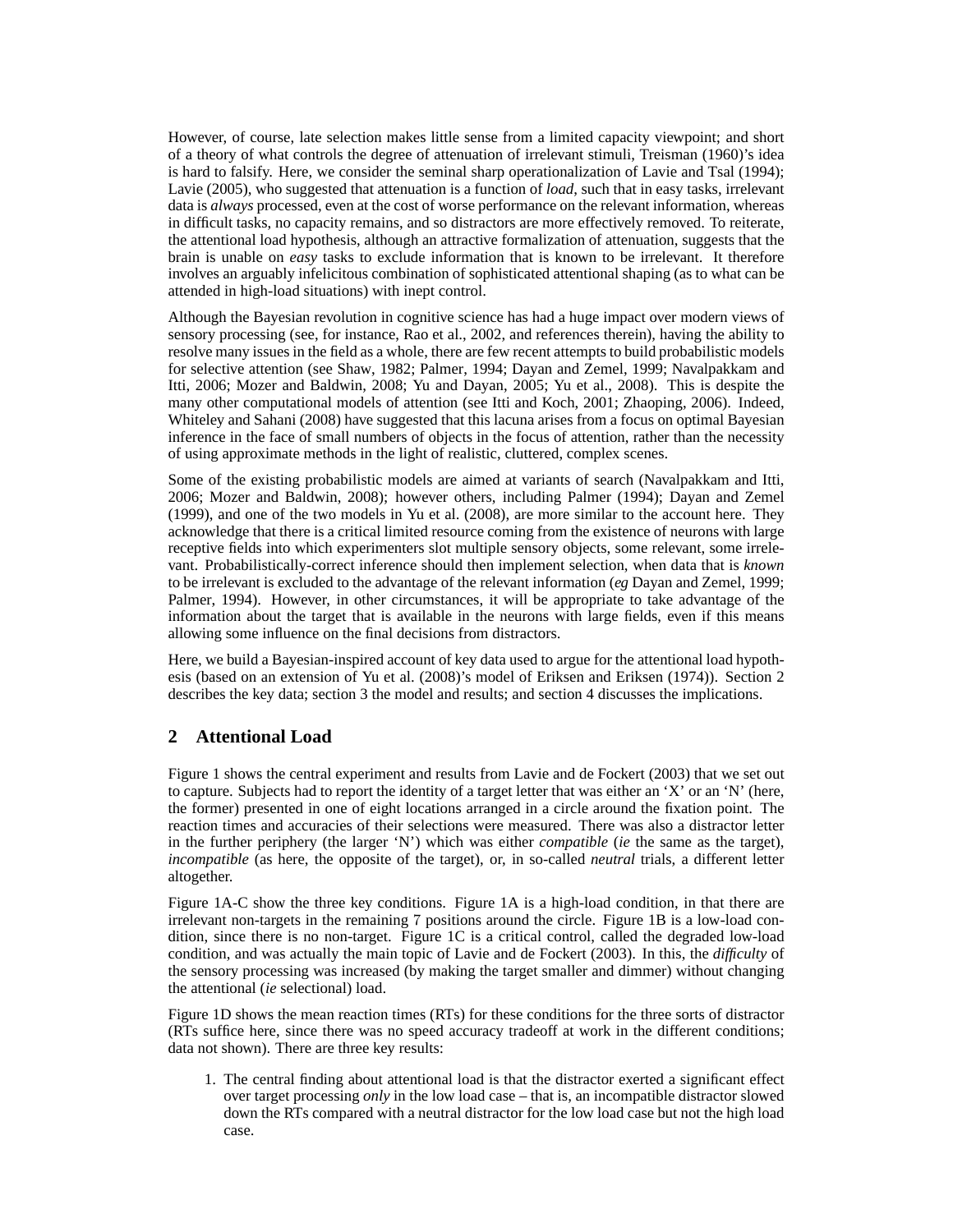However, of course, late selection makes little sense from a limited capacity viewpoint; and short of a theory of what controls the degree of attenuation of irrelevant stimuli, Treisman (1960)'s idea is hard to falsify. Here, we consider the seminal sharp operationalization of Lavie and Tsal (1994); Lavie (2005), who suggested that attenuation is a function of *load*, such that in easy tasks, irrelevant data is *always* processed, even at the cost of worse performance on the relevant information, whereas in difficult tasks, no capacity remains, and so distractors are more effectively removed. To reiterate, the attentional load hypothesis, although an attractive formalization of attenuation, suggests that the brain is unable on *easy* tasks to exclude information that is known to be irrelevant. It therefore involves an arguably infelicitous combination of sophisticated attentional shaping (as to what can be attended in high-load situations) with inept control.

Although the Bayesian revolution in cognitive science has had a huge impact over modern views of sensory processing (see, for instance, Rao et al., 2002, and references therein), having the ability to resolve many issues in the field as a whole, there are few recent attempts to build probabilistic models for selective attention (see Shaw, 1982; Palmer, 1994; Dayan and Zemel, 1999; Navalpakkam and Itti, 2006; Mozer and Baldwin, 2008; Yu and Dayan, 2005; Yu et al., 2008). This is despite the many other computational models of attention (see Itti and Koch, 2001; Zhaoping, 2006). Indeed, Whiteley and Sahani (2008) have suggested that this lacuna arises from a focus on optimal Bayesian inference in the face of small numbers of objects in the focus of attention, rather than the necessity of using approximate methods in the light of realistic, cluttered, complex scenes.

Some of the existing probabilistic models are aimed at variants of search (Navalpakkam and Itti, 2006; Mozer and Baldwin, 2008); however others, including Palmer (1994); Dayan and Zemel (1999), and one of the two models in Yu et al. (2008), are more similar to the account here. They acknowledge that there is a critical limited resource coming from the existence of neurons with large receptive fields into which experimenters slot multiple sensory objects, some relevant, some irrelevant. Probabilistically-correct inference should then implement selection, when data that is *known* to be irrelevant is excluded to the advantage of the relevant information (*eg* Dayan and Zemel, 1999; Palmer, 1994). However, in other circumstances, it will be appropriate to take advantage of the information about the target that is available in the neurons with large fields, even if this means allowing some influence on the final decisions from distractors.

Here, we build a Bayesian-inspired account of key data used to argue for the attentional load hypothesis (based on an extension of Yu et al. (2008)'s model of Eriksen and Eriksen (1974)). Section 2 describes the key data; section 3 the model and results; and section 4 discusses the implications.

## 2 Attentional Load

Figure 1 shows the central experiment and results from Lavie and de Fockert (2003) that we set out to capture. Subjects had to report the identity of a target letter that was either an 'X' or an 'N' (here, the former) presented in one of eight locations arranged in a circle around the fixation point. The reaction times and accuracies of their selections were measured. There was also a distractor letter in the further periphery (the larger 'N') which was either *compatible* (*ie* the same as the target), *incompatible* (as here, the opposite of the target), or, in so-called *neutral* trials, a different letter altogether.

Figure 1A-C show the three key conditions. Figure 1A is a high-load condition, in that there are irrelevant non-targets in the remaining 7 positions around the circle. Figure 1B is a low-load condition, since there is no non-target. Figure 1C is a critical control, called the degraded low-load condition, and was actually the main topic of Lavie and de Fockert (2003). In this, the *difficulty* of the sensory processing was increased (by making the target smaller and dimmer) without changing the attentional (*ie* selectional) load.

Figure 1D shows the mean reaction times (RTs) for these conditions for the three sorts of distractor (RTs suffice here, since there was no speed accuracy tradeoff at work in the different conditions; data not shown). There are three key results:

1. The central finding about attentional load is that the distractor exerted a significant effect over target processing *only* in the low load case – that is, an incompatible distractor slowed down the RTs compared with a neutral distractor for the low load case but not the high load case.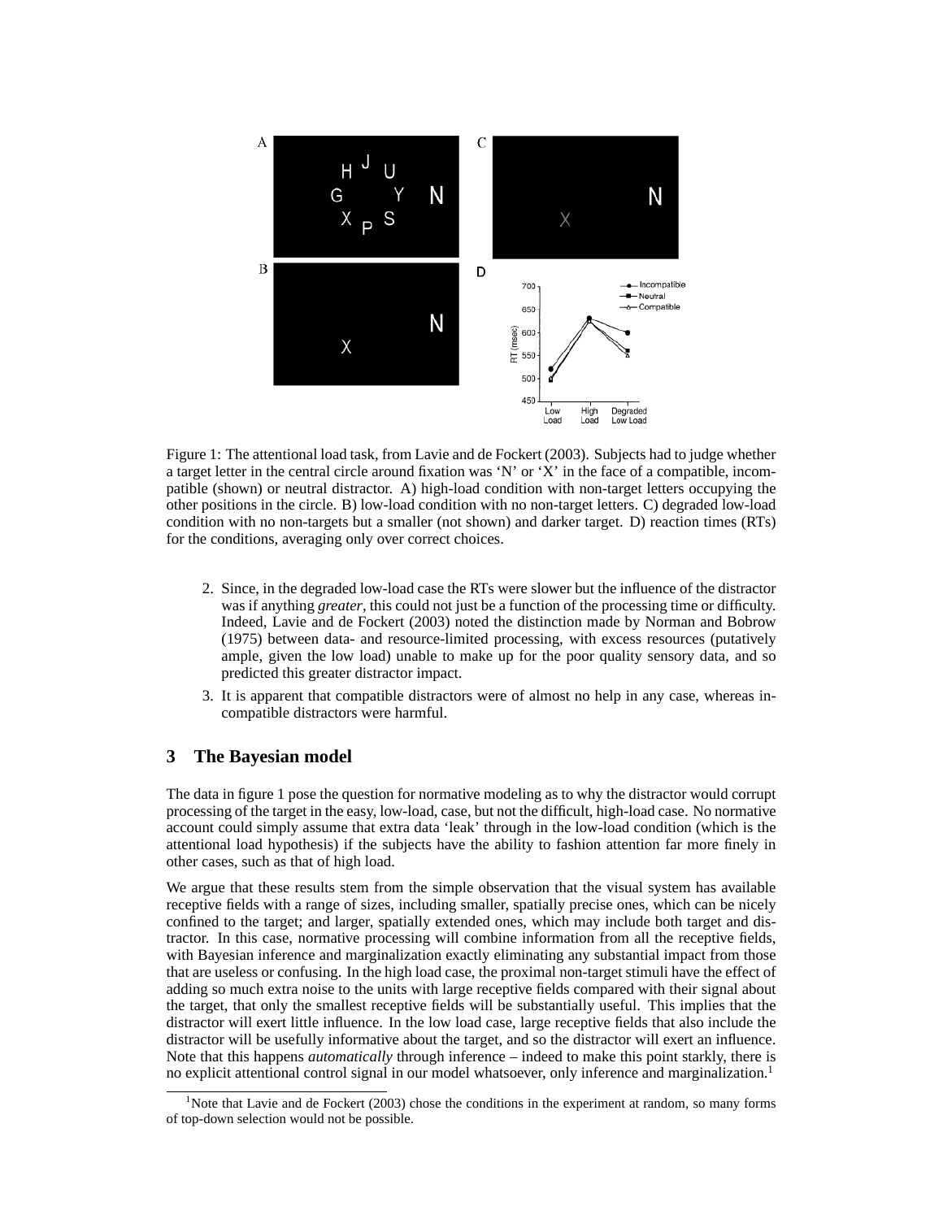Figure 1: The attentional load task, from Lavie and de Fockert (2003). Subjects had to judge whether a target letter in the central circle around fixation was 'N' or 'X' in the face of a compatible, incompatible (shown) or neutral distractor. A) high-load condition with non-target letters occupying the other positions in the circle. B) low-load condition with no non-target letters. C) degraded low-load condition with no non-targets but a smaller (not shown) and darker target. D) reaction times (RTs) for the conditions, averaging only over correct choices.

2. Since, in the degraded low-load case the RTs were slower but the influence of the distractor was if anything *greater*, this could not just be a function of the processing time or difficulty. Indeed, Lavie and de Fockert (2003) noted the distinction made by Norman and Bobrow (1975) between data- and resource-limited processing, with excess resources (putatively ample, given the low load) unable to make up for the poor quality sensory data, and so predicted this greater distractor impact.
3. It is apparent that compatible distractors were of almost no help in any case, whereas incompatible distractors were harmful.

## 3 The Bayesian model

The data in figure 1 pose the question for normative modeling as to why the distractor would corrupt processing of the target in the easy, low-load, case, but not the difficult, high-load case. No normative account could simply assume that extra data 'leak' through in the low-load condition (which is the attentional load hypothesis) if the subjects have the ability to fashion attention far more finely in other cases, such as that of high load.

We argue that these results stem from the simple observation that the visual system has available receptive fields with a range of sizes, including smaller, spatially precise ones, which can be nicely confined to the target; and larger, spatially extended ones, which may include both target and distractor. In this case, normative processing will combine information from all the receptive fields, with Bayesian inference and marginalization exactly eliminating any substantial impact from those that are useless or confusing. In the high load case, the proximal non-target stimuli have the effect of adding so much extra noise to the units with large receptive fields compared with their signal about the target, that only the smallest receptive fields will be substantially useful. This implies that the distractor will exert little influence. In the low load case, large receptive fields that also include the distractor will be usefully informative about the target, and so the distractor will exert an influence. Note that this happens *automatically* through inference – indeed to make this point starkly, there is no explicit attentional control signal in our model whatsoever, only inference and marginalization.[1]

[1]Note that Lavie and de Fockert (2003) chose the conditions in the experiment at random, so many forms of top-down selection would not be possible.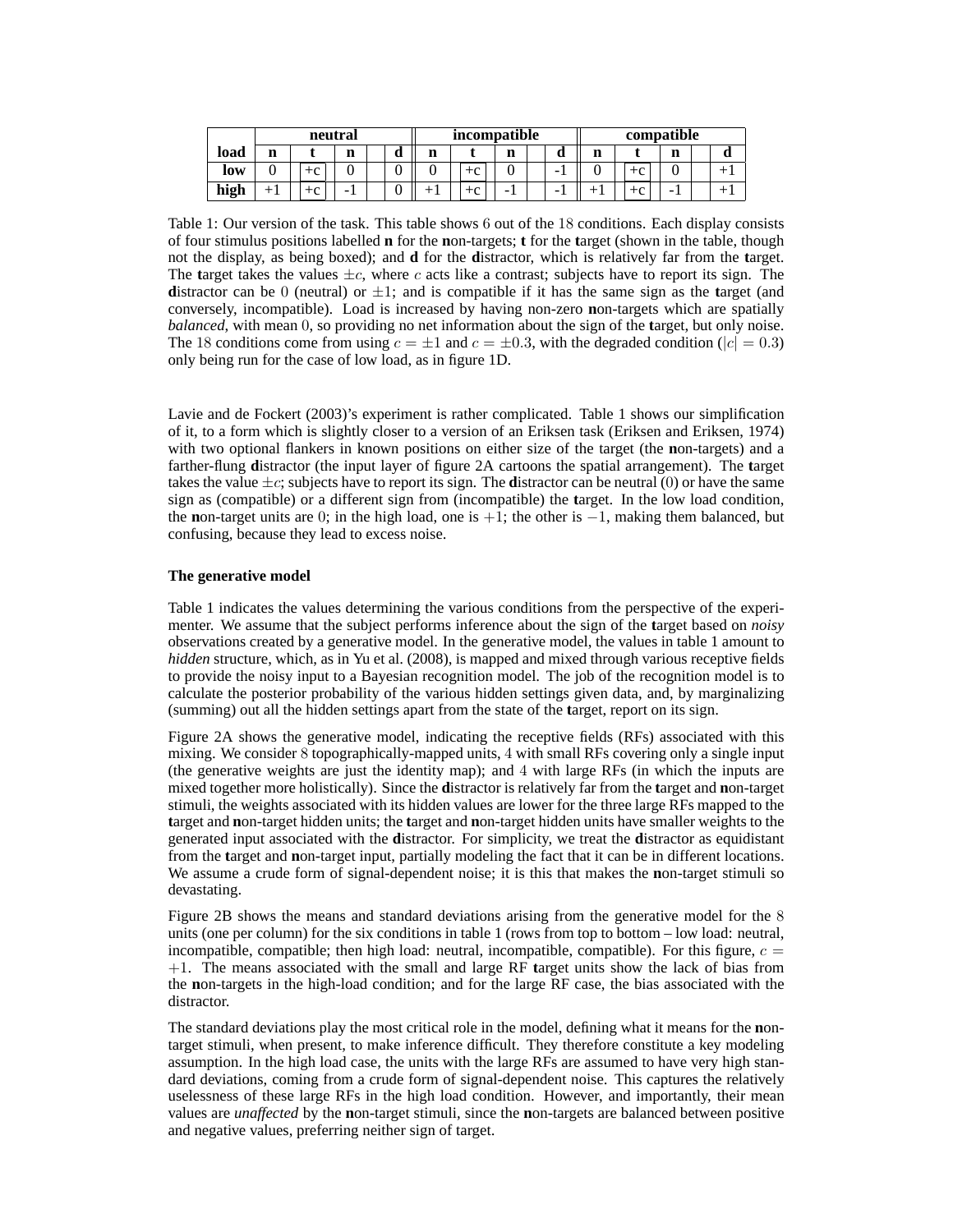| | neutral | | | | incompatible | | | | compatible | | | |
|---|---|---|---|---|---|---|---|---|---|---|---|---|
| **load** | **n** | **t** | **n** | **d** | **n** | **t** | **n** | **d** | **n** | **t** | **n** | **d** |
| **low** | 0 | +c | 0 | 0 | 0 | +c | 0 | -1 | 0 | +c | 0 | +1 |
| **high** | +1 | +c | -1 | 0 | +1 | +c | -1 | -1 | +1 | +c | -1 | +1 |

Table 1: Our version of the task. This table shows 6 out of the 18 conditions. Each display consists of four stimulus positions labelled **n** for the **n**on-targets; **t** for the **t**arget (shown in the table, though not the display, as being boxed); and **d** for the **d**istractor, which is relatively far from the **t**arget. The **t**arget takes the values $\pm c$, where $c$ acts like a contrast; subjects have to report its sign. The **d**istractor can be 0 (neutral) or $\pm 1$; and is compatible if it has the same sign as the **t**arget (and conversely, incompatible). Load is increased by having non-zero **n**on-targets which are spatially *balanced*, with mean 0, so providing no net information about the sign of the **t**arget, but only noise. The 18 conditions come from using $c = \pm 1$ and $c = \pm 0.3$, with the degraded condition ($|c| = 0.3$) only being run for the case of low load, as in figure 1D.

Lavie and de Fockert (2003)'s experiment is rather complicated. Table 1 shows our simplification of it, to a form which is slightly closer to a version of an Eriksen task (Eriksen and Eriksen, 1974) with two optional flankers in known positions on either size of the target (the **n**on-targets) and a farther-flung **d**istractor (the input layer of figure 2A cartoons the spatial arrangement). The **t**arget takes the value $\pm c$; subjects have to report its sign. The **d**istractor can be neutral (0) or have the same sign as (compatible) or a different sign from (incompatible) the **t**arget. In the low load condition, the **n**on-target units are 0; in the high load, one is $+1$; the other is $-1$, making them balanced, but confusing, because they lead to excess noise.

**The generative model**

Table 1 indicates the values determining the various conditions from the perspective of the experimenter. We assume that the subject performs inference about the sign of the **t**arget based on *noisy* observations created by a generative model. In the generative model, the values in table 1 amount to *hidden* structure, which, as in Yu et al. (2008), is mapped and mixed through various receptive fields to provide the noisy input to a Bayesian recognition model. The job of the recognition model is to calculate the posterior probability of the various hidden settings given data, and, by marginalizing (summing) out all the hidden settings apart from the state of the **t**arget, report on its sign.

Figure 2A shows the generative model, indicating the receptive fields (RFs) associated with this mixing. We consider 8 topographically-mapped units, 4 with small RFs covering only a single input (the generative weights are just the identity map); and 4 with large RFs (in which the inputs are mixed together more holistically). Since the **d**istractor is relatively far from the **t**arget and **n**on-target stimuli, the weights associated with its hidden values are lower for the three large RFs mapped to the **t**arget and **n**on-target hidden units; the **t**arget and **n**on-target hidden units have smaller weights to the generated input associated with the **d**istractor. For simplicity, we treat the **d**istractor as equidistant from the **t**arget and **n**on-target input, partially modeling the fact that it can be in different locations. We assume a crude form of signal-dependent noise; it is this that makes the **n**on-target stimuli so devastating.

Figure 2B shows the means and standard deviations arising from the generative model for the 8 units (one per column) for the six conditions in table 1 (rows from top to bottom – low load: neutral, incompatible, compatible; then high load: neutral, incompatible, compatible). For this figure, $c = +1$. The means associated with the small and large RF **t**arget units show the lack of bias from the **n**on-targets in the high-load condition; and for the large RF case, the bias associated with the distractor.

The standard deviations play the most critical role in the model, defining what it means for the **n**on-target stimuli, when present, to make inference difficult. They therefore constitute a key modeling assumption. In the high load case, the units with the large RFs are assumed to have very high standard deviations, coming from a crude form of signal-dependent noise. This captures the relatively uselessness of these large RFs in the high load condition. However, and importantly, their mean values are *unaffected* by the **n**on-target stimuli, since the **n**on-targets are balanced between positive and negative values, preferring neither sign of target.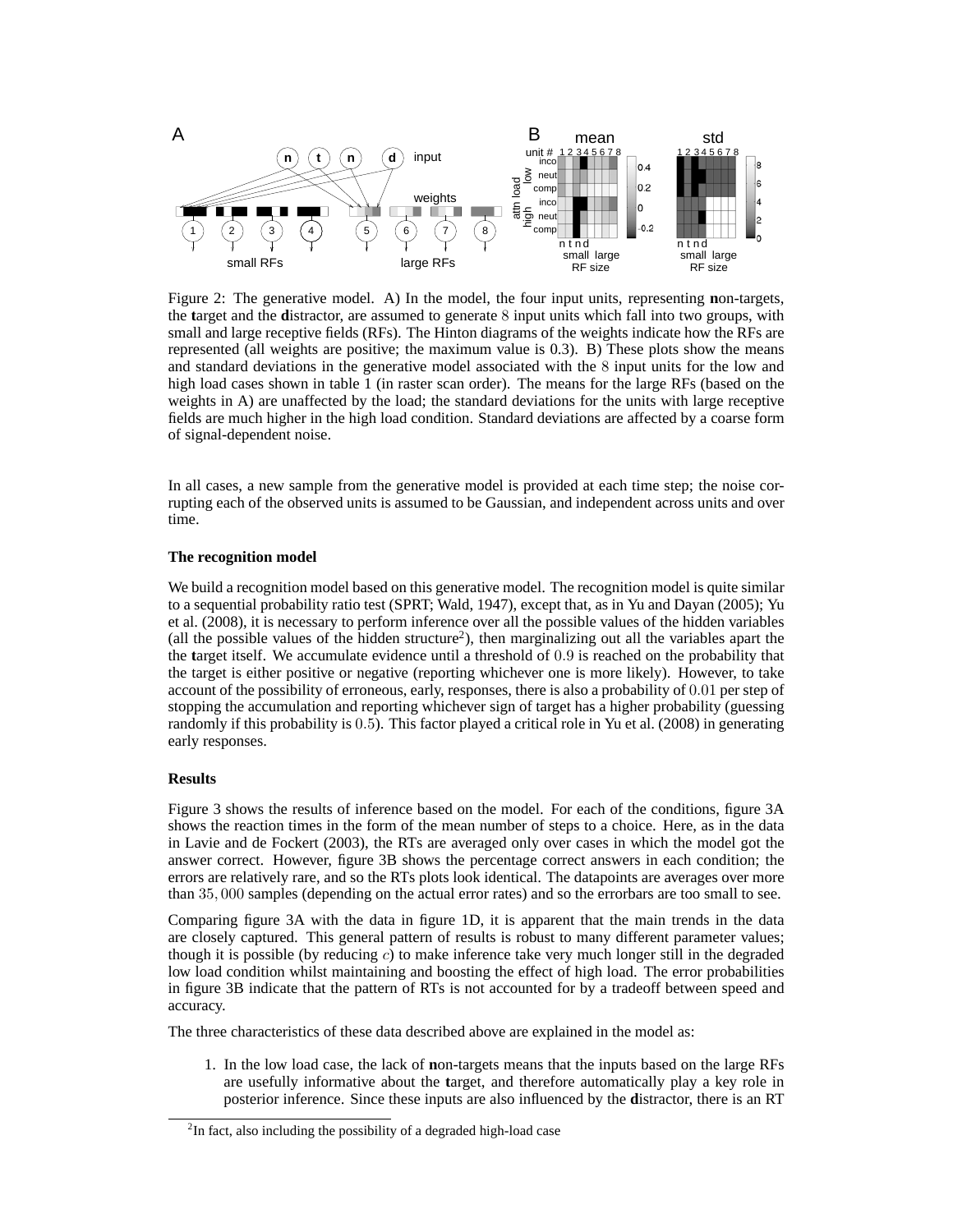Figure 2: The generative model. A) In the model, the four input units, representing **n**on-targets, the **t**arget and the **d**istractor, are assumed to generate 8 input units which fall into two groups, with small and large receptive fields (RFs). The Hinton diagrams of the weights indicate how the RFs are represented (all weights are positive; the maximum value is 0.3). B) These plots show the means and standard deviations in the generative model associated with the 8 input units for the low and high load cases shown in table 1 (in raster scan order). The means for the large RFs (based on the weights in A) are unaffected by the load; the standard deviations for the units with large receptive fields are much higher in the high load condition. Standard deviations are affected by a coarse form of signal-dependent noise.

In all cases, a new sample from the generative model is provided at each time step; the noise corrupting each of the observed units is assumed to be Gaussian, and independent across units and over time.

### The recognition model

We build a recognition model based on this generative model. The recognition model is quite similar to a sequential probability ratio test (SPRT; Wald, 1947), except that, as in Yu and Dayan (2005); Yu et al. (2008), it is necessary to perform inference over all the possible values of the hidden variables (all the possible values of the hidden structure[2]), then marginalizing out all the variables apart the the **t**arget itself. We accumulate evidence until a threshold of 0.9 is reached on the probability that the target is either positive or negative (reporting whichever one is more likely). However, to take account of the possibility of erroneous, early, responses, there is also a probability of 0.01 per step of stopping the accumulation and reporting whichever sign of target has a higher probability (guessing randomly if this probability is 0.5). This factor played a critical role in Yu et al. (2008) in generating early responses.

### Results

Figure 3 shows the results of inference based on the model. For each of the conditions, figure 3A shows the reaction times in the form of the mean number of steps to a choice. Here, as in the data in Lavie and de Fockert (2003), the RTs are averaged only over cases in which the model got the answer correct. However, figure 3B shows the percentage correct answers in each condition; the errors are relatively rare, and so the RTs plots look identical. The datapoints are averages over more than 35,000 samples (depending on the actual error rates) and so the errorbars are too small to see.

Comparing figure 3A with the data in figure 1D, it is apparent that the main trends in the data are closely captured. This general pattern of results is robust to many different parameter values; though it is possible (by reducing $c$) to make inference take very much longer still in the degraded low load condition whilst maintaining and boosting the effect of high load. The error probabilities in figure 3B indicate that the pattern of RTs is not accounted for by a tradeoff between speed and accuracy.

The three characteristics of these data described above are explained in the model as:

1. In the low load case, the lack of **n**on-targets means that the inputs based on the large RFs are usefully informative about the **t**arget, and therefore automatically play a key role in posterior inference. Since these inputs are also influenced by the **d**istractor, there is an RT

[2] In fact, also including the possibility of a degraded high-load case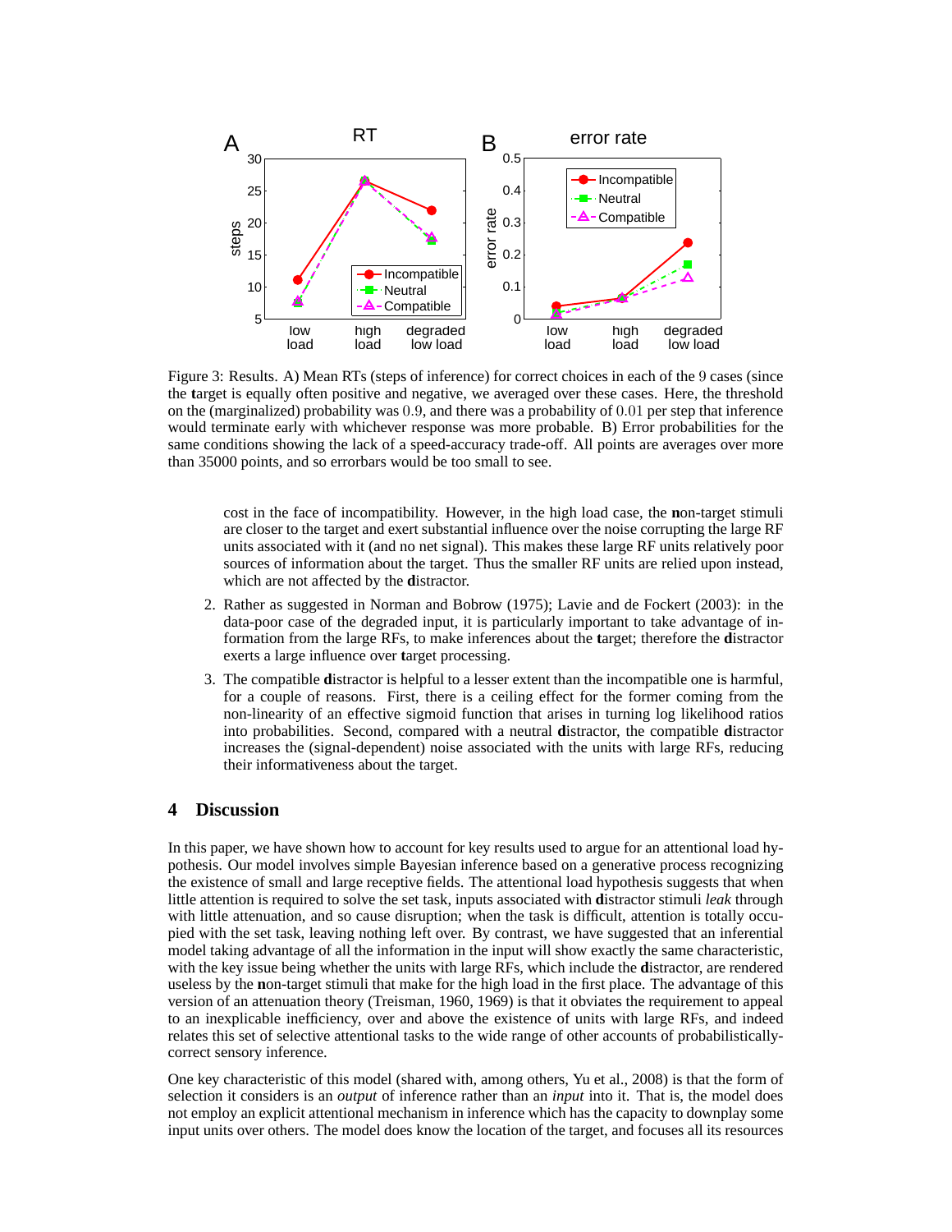Figure 3: Results. A) Mean RTs (steps of inference) for correct choices in each of the 9 cases (since the **t**arget is equally often positive and negative, we averaged over these cases. Here, the threshold on the (marginalized) probability was 0.9, and there was a probability of 0.01 per step that inference would terminate early with whichever response was more probable. B) Error probabilities for the same conditions showing the lack of a speed-accuracy trade-off. All points are averages over more than 35000 points, and so errorbars would be too small to see.

cost in the face of incompatibility. However, in the high load case, the **n**on-target stimuli are closer to the target and exert substantial influence over the noise corrupting the large RF units associated with it (and no net signal). This makes these large RF units relatively poor sources of information about the target. Thus the smaller RF units are relied upon instead, which are not affected by the **d**istractor.

2. Rather as suggested in Norman and Bobrow (1975); Lavie and de Fockert (2003): in the data-poor case of the degraded input, it is particularly important to take advantage of information from the large RFs, to make inferences about the **t**arget; therefore the **d**istractor exerts a large influence over **t**arget processing.
3. The compatible **d**istractor is helpful to a lesser extent than the incompatible one is harmful, for a couple of reasons. First, there is a ceiling effect for the former coming from the non-linearity of an effective sigmoid function that arises in turning log likelihood ratios into probabilities. Second, compared with a neutral **d**istractor, the compatible **d**istractor increases the (signal-dependent) noise associated with the units with large RFs, reducing their informativeness about the target.

## 4 Discussion

In this paper, we have shown how to account for key results used to argue for an attentional load hypothesis. Our model involves simple Bayesian inference based on a generative process recognizing the existence of small and large receptive fields. The attentional load hypothesis suggests that when little attention is required to solve the set task, inputs associated with **d**istractor stimuli *leak* through with little attenuation, and so cause disruption; when the task is difficult, attention is totally occupied with the set task, leaving nothing left over. By contrast, we have suggested that an inferential model taking advantage of all the information in the input will show exactly the same characteristic, with the key issue being whether the units with large RFs, which include the **d**istractor, are rendered useless by the **n**on-target stimuli that make for the high load in the first place. The advantage of this version of an attenuation theory (Treisman, 1960, 1969) is that it obviates the requirement to appeal to an inexplicable inefficiency, over and above the existence of units with large RFs, and indeed relates this set of selective attentional tasks to the wide range of other accounts of probabilistically-correct sensory inference.

One key characteristic of this model (shared with, among others, Yu et al., 2008) is that the form of selection it considers is an *output* of inference rather than an *input* into it. That is, the model does not employ an explicit attentional mechanism in inference which has the capacity to downplay some input units over others. The model does know the location of the target, and focuses all its resources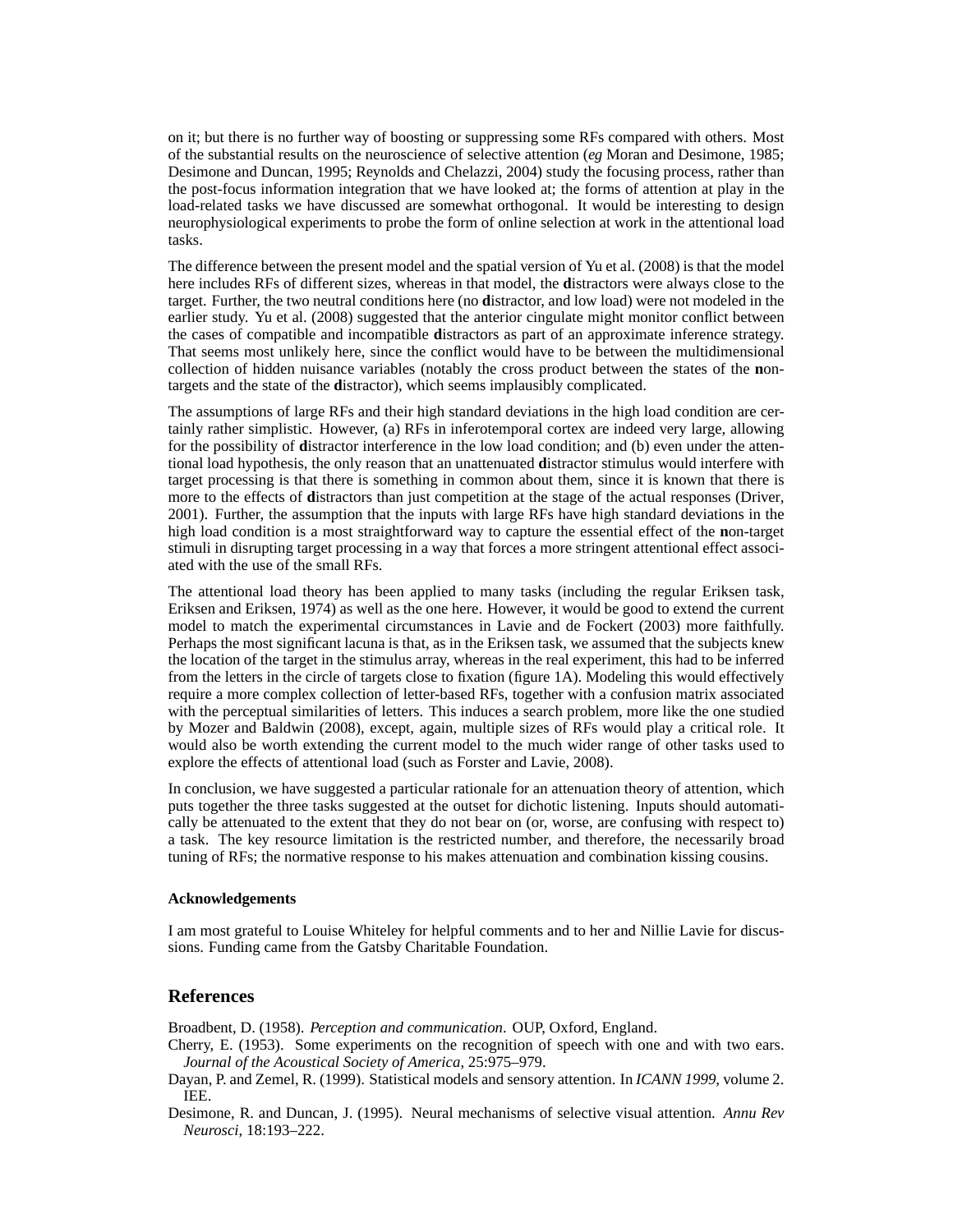on it; but there is no further way of boosting or suppressing some RFs compared with others. Most of the substantial results on the neuroscience of selective attention (*eg* Moran and Desimone, 1985; Desimone and Duncan, 1995; Reynolds and Chelazzi, 2004) study the focusing process, rather than the post-focus information integration that we have looked at; the forms of attention at play in the load-related tasks we have discussed are somewhat orthogonal. It would be interesting to design neurophysiological experiments to probe the form of online selection at work in the attentional load tasks.

The difference between the present model and the spatial version of Yu et al. (2008) is that the model here includes RFs of different sizes, whereas in that model, the **d**istractors were always close to the target. Further, the two neutral conditions here (no **d**istractor, and low load) were not modeled in the earlier study. Yu et al. (2008) suggested that the anterior cingulate might monitor conflict between the cases of compatible and incompatible **d**istractors as part of an approximate inference strategy. That seems most unlikely here, since the conflict would have to be between the multidimensional collection of hidden nuisance variables (notably the cross product between the states of the **n**on-targets and the state of the **d**istractor), which seems implausibly complicated.

The assumptions of large RFs and their high standard deviations in the high load condition are certainly rather simplistic. However, (a) RFs in inferotemporal cortex are indeed very large, allowing for the possibility of **d**istractor interference in the low load condition; and (b) even under the attentional load hypothesis, the only reason that an unattenuated **d**istractor stimulus would interfere with target processing is that there is something in common about them, since it is known that there is more to the effects of **d**istractors than just competition at the stage of the actual responses (Driver, 2001). Further, the assumption that the inputs with large RFs have high standard deviations in the high load condition is a most straightforward way to capture the essential effect of the **n**on-target stimuli in disrupting target processing in a way that forces a more stringent attentional effect associated with the use of the small RFs.

The attentional load theory has been applied to many tasks (including the regular Eriksen task, Eriksen and Eriksen, 1974) as well as the one here. However, it would be good to extend the current model to match the experimental circumstances in Lavie and de Fockert (2003) more faithfully. Perhaps the most significant lacuna is that, as in the Eriksen task, we assumed that the subjects knew the location of the target in the stimulus array, whereas in the real experiment, this had to be inferred from the letters in the circle of targets close to fixation (figure 1A). Modeling this would effectively require a more complex collection of letter-based RFs, together with a confusion matrix associated with the perceptual similarities of letters. This induces a search problem, more like the one studied by Mozer and Baldwin (2008), except, again, multiple sizes of RFs would play a critical role. It would also be worth extending the current model to the much wider range of other tasks used to explore the effects of attentional load (such as Forster and Lavie, 2008).

In conclusion, we have suggested a particular rationale for an attenuation theory of attention, which puts together the three tasks suggested at the outset for dichotic listening. Inputs should automatically be attenuated to the extent that they do not bear on (or, worse, are confusing with respect to) a task. The key resource limitation is the restricted number, and therefore, the necessarily broad tuning of RFs; the normative response to his makes attenuation and combination kissing cousins.

#### Acknowledgements

I am most grateful to Louise Whiteley for helpful comments and to her and Nillie Lavie for discussions. Funding came from the Gatsby Charitable Foundation.

## References

Broadbent, D. (1958). *Perception and communication*. OUP, Oxford, England.

Cherry, E. (1953). Some experiments on the recognition of speech with one and with two ears. *Journal of the Acoustical Society of America*, 25:975–979.

Dayan, P. and Zemel, R. (1999). Statistical models and sensory attention. In *ICANN 1999*, volume 2. IEE.

Desimone, R. and Duncan, J. (1995). Neural mechanisms of selective visual attention. *Annu Rev Neurosci*, 18:193–222.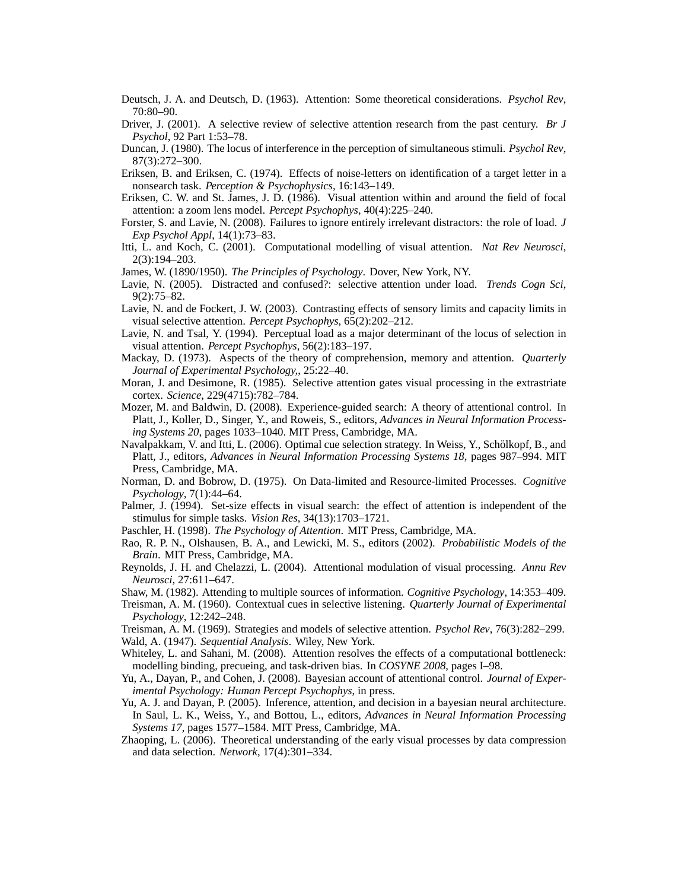Deutsch, J. A. and Deutsch, D. (1963). Attention: Some theoretical considerations. *Psychol Rev*, 70:80–90.

Driver, J. (2001). A selective review of selective attention research from the past century. *Br J Psychol*, 92 Part 1:53–78.

Duncan, J. (1980). The locus of interference in the perception of simultaneous stimuli. *Psychol Rev*, 87(3):272–300.

Eriksen, B. and Eriksen, C. (1974). Effects of noise-letters on identification of a target letter in a nonsearch task. *Perception & Psychophysics*, 16:143–149.

Eriksen, C. W. and St. James, J. D. (1986). Visual attention within and around the field of focal attention: a zoom lens model. *Percept Psychophys*, 40(4):225–240.

Forster, S. and Lavie, N. (2008). Failures to ignore entirely irrelevant distractors: the role of load. *J Exp Psychol Appl*, 14(1):73–83.

Itti, L. and Koch, C. (2001). Computational modelling of visual attention. *Nat Rev Neurosci*, 2(3):194–203.

James, W. (1890/1950). *The Principles of Psychology*. Dover, New York, NY.

Lavie, N. (2005). Distracted and confused?: selective attention under load. *Trends Cogn Sci*, 9(2):75–82.

Lavie, N. and de Fockert, J. W. (2003). Contrasting effects of sensory limits and capacity limits in visual selective attention. *Percept Psychophys*, 65(2):202–212.

Lavie, N. and Tsal, Y. (1994). Perceptual load as a major determinant of the locus of selection in visual attention. *Percept Psychophys*, 56(2):183–197.

Mackay, D. (1973). Aspects of the theory of comprehension, memory and attention. *Quarterly Journal of Experimental Psychology,*, 25:22–40.

Moran, J. and Desimone, R. (1985). Selective attention gates visual processing in the extrastriate cortex. *Science*, 229(4715):782–784.

Mozer, M. and Baldwin, D. (2008). Experience-guided search: A theory of attentional control. In Platt, J., Koller, D., Singer, Y., and Roweis, S., editors, *Advances in Neural Information Processing Systems 20*, pages 1033–1040. MIT Press, Cambridge, MA.

Navalpakkam, V. and Itti, L. (2006). Optimal cue selection strategy. In Weiss, Y., Schölkopf, B., and Platt, J., editors, *Advances in Neural Information Processing Systems 18*, pages 987–994. MIT Press, Cambridge, MA.

Norman, D. and Bobrow, D. (1975). On Data-limited and Resource-limited Processes. *Cognitive Psychology*, 7(1):44–64.

Palmer, J. (1994). Set-size effects in visual search: the effect of attention is independent of the stimulus for simple tasks. *Vision Res*, 34(13):1703–1721.

Paschler, H. (1998). *The Psychology of Attention*. MIT Press, Cambridge, MA.

Rao, R. P. N., Olshausen, B. A., and Lewicki, M. S., editors (2002). *Probabilistic Models of the Brain*. MIT Press, Cambridge, MA.

Reynolds, J. H. and Chelazzi, L. (2004). Attentional modulation of visual processing. *Annu Rev Neurosci*, 27:611–647.

Shaw, M. (1982). Attending to multiple sources of information. *Cognitive Psychology*, 14:353–409.

Treisman, A. M. (1960). Contextual cues in selective listening. *Quarterly Journal of Experimental Psychology*, 12:242–248.

Treisman, A. M. (1969). Strategies and models of selective attention. *Psychol Rev*, 76(3):282–299.

Wald, A. (1947). *Sequential Analysis*. Wiley, New York.

Whiteley, L. and Sahani, M. (2008). Attention resolves the effects of a computational bottleneck: modelling binding, precueing, and task-driven bias. In *COSYNE 2008*, pages I–98.

Yu, A., Dayan, P., and Cohen, J. (2008). Bayesian account of attentional control. *Journal of Experimental Psychology: Human Percept Psychophys*, in press.

Yu, A. J. and Dayan, P. (2005). Inference, attention, and decision in a bayesian neural architecture. In Saul, L. K., Weiss, Y., and Bottou, L., editors, *Advances in Neural Information Processing Systems 17*, pages 1577–1584. MIT Press, Cambridge, MA.

Zhaoping, L. (2006). Theoretical understanding of the early visual processes by data compression and data selection. *Network*, 17(4):301–334.